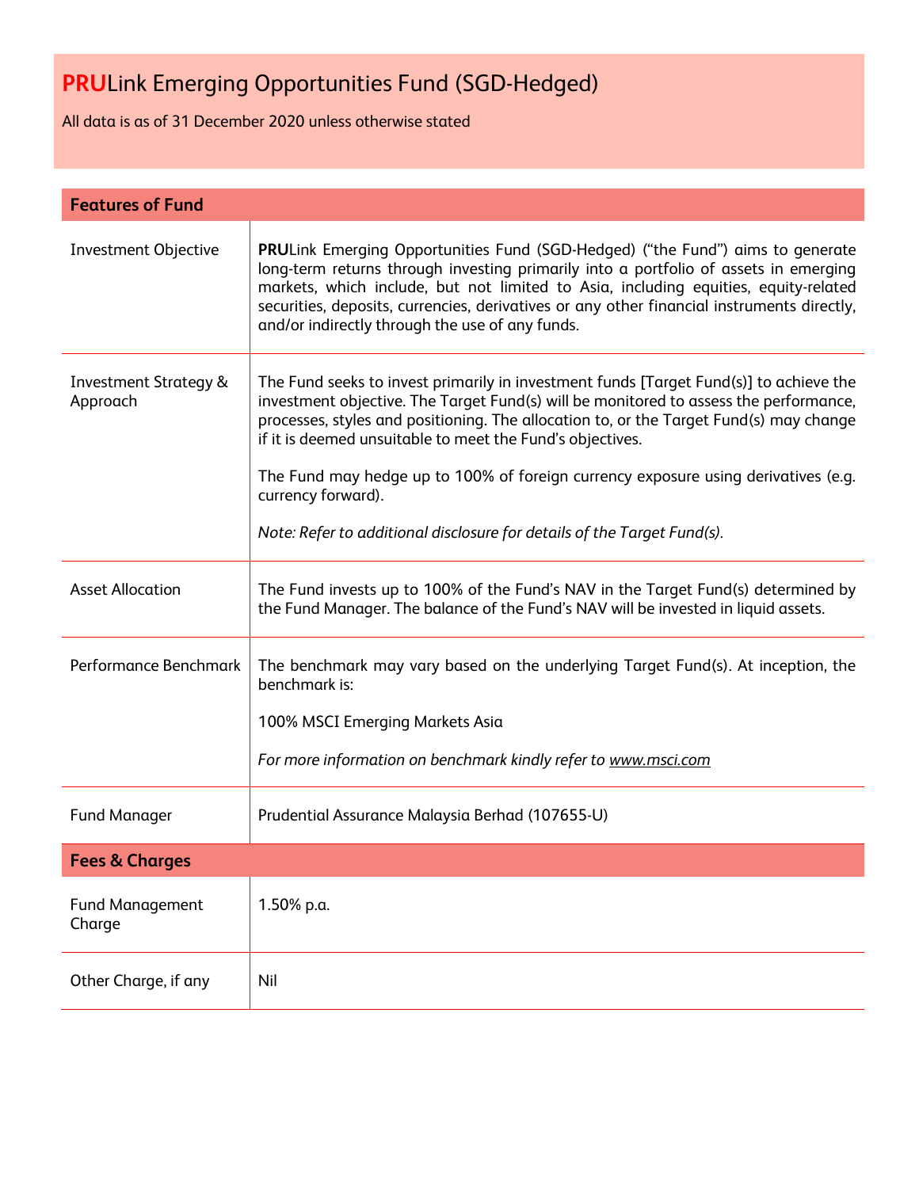# **PRU**Link Emerging Opportunities Fund (SGD-Hedged)

All data is as of 31 December 2020 unless otherwise stated

| **Features of Fund** | |
|---|---|
| Investment Objective | **PRU**Link Emerging Opportunities Fund (SGD-Hedged) ("the Fund") aims to generate long-term returns through investing primarily into a portfolio of assets in emerging markets, which include, but not limited to Asia, including equities, equity-related securities, deposits, currencies, derivatives or any other financial instruments directly, and/or indirectly through the use of any funds. |
| Investment Strategy & Approach | The Fund seeks to invest primarily in investment funds [Target Fund(s)] to achieve the investment objective. The Target Fund(s) will be monitored to assess the performance, processes, styles and positioning. The allocation to, or the Target Fund(s) may change if it is deemed unsuitable to meet the Fund's objectives.<br><br>The Fund may hedge up to 100% of foreign currency exposure using derivatives (e.g. currency forward).<br><br>*Note: Refer to additional disclosure for details of the Target Fund(s).* |
| Asset Allocation | The Fund invests up to 100% of the Fund's NAV in the Target Fund(s) determined by the Fund Manager. The balance of the Fund's NAV will be invested in liquid assets. |
| Performance Benchmark | The benchmark may vary based on the underlying Target Fund(s). At inception, the benchmark is:<br><br>100% MSCI Emerging Markets Asia<br><br>*For more information on benchmark kindly refer to www.msci.com* |
| Fund Manager | Prudential Assurance Malaysia Berhad (107655-U) |
| **Fees & Charges** | |
| Fund Management Charge | 1.50% p.a. |
| Other Charge, if any | Nil |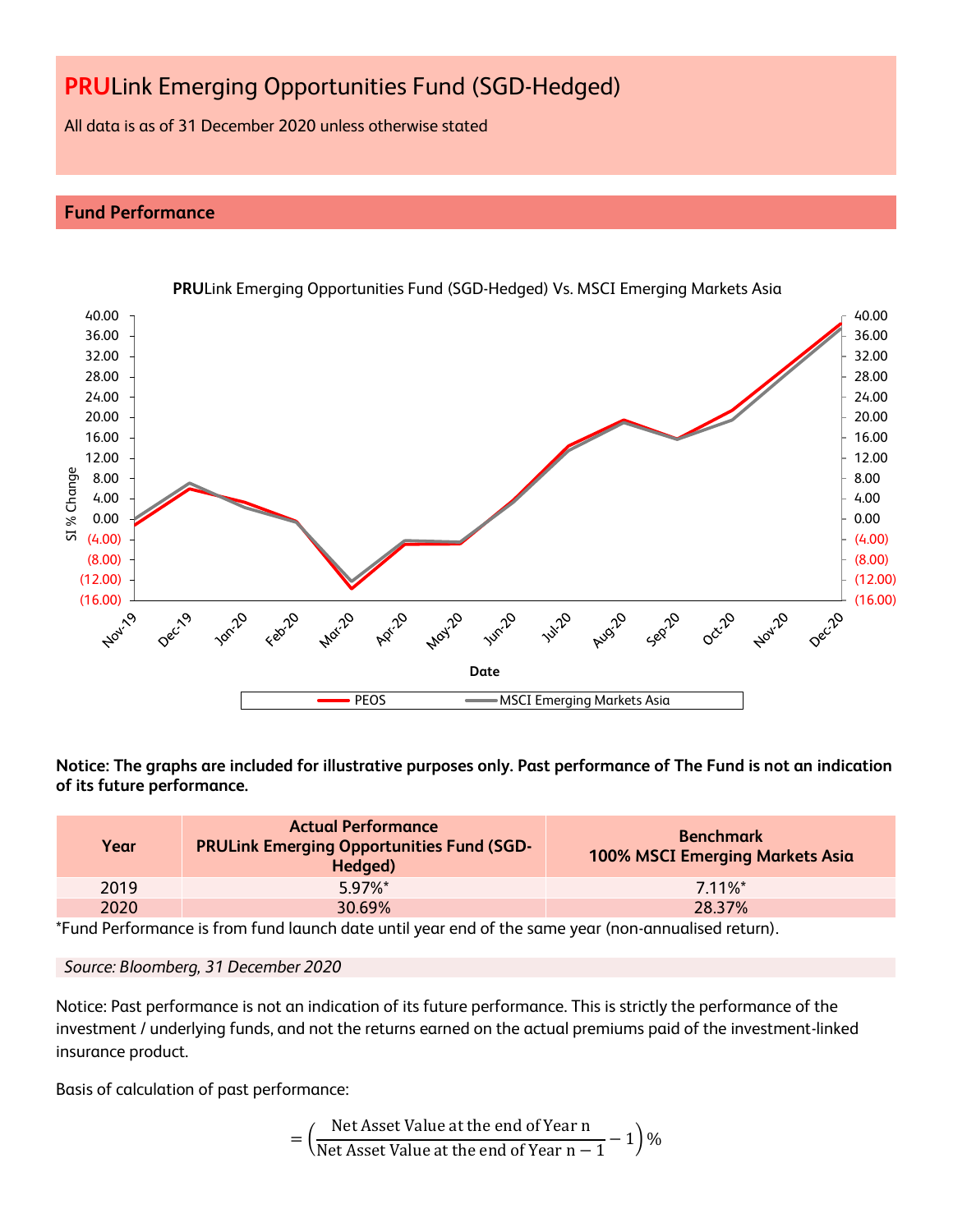# **PRU**Link Emerging Opportunities Fund (SGD-Hedged)

All data is as of 31 December 2020 unless otherwise stated

## Fund Performance

**PRU**Link Emerging Opportunities Fund (SGD-Hedged) Vs. MSCI Emerging Markets Asia

**Notice: The graphs are included for illustrative purposes only. Past performance of The Fund is not an indication of its future performance.**

| Year | Actual Performance PRULink Emerging Opportunities Fund (SGD-Hedged) | Benchmark 100% MSCI Emerging Markets Asia |
|---|---|---|
| 2019 | 5.97%* | 7.11%* |
| 2020 | 30.69% | 28.37% |

*Fund Performance is from fund launch date until year end of the same year (non-annualised return).

*Source: Bloomberg, 31 December 2020*

Notice: Past performance is not an indication of its future performance. This is strictly the performance of the investment / underlying funds, and not the returns earned on the actual premiums paid of the investment-linked insurance product.

Basis of calculation of past performance:

$$= \left(\frac{\text{Net Asset Value at the end of Year n}}{\text{Net Asset Value at the end of Year n} - 1} - 1\right)\%$$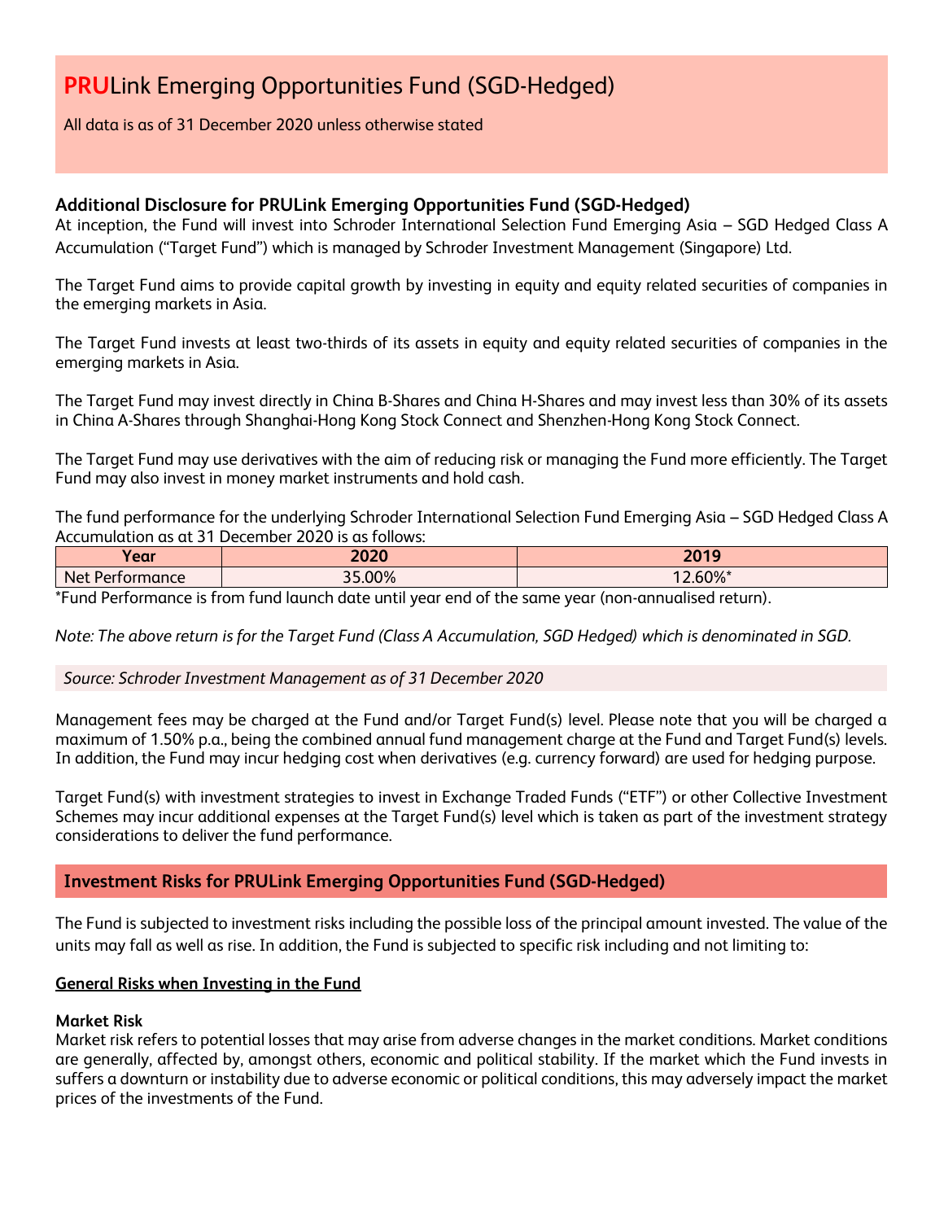# **PRU**Link Emerging Opportunities Fund (SGD-Hedged)

All data is as of 31 December 2020 unless otherwise stated

### Additional Disclosure for PRULink Emerging Opportunities Fund (SGD-Hedged)

At inception, the Fund will invest into Schroder International Selection Fund Emerging Asia – SGD Hedged Class A Accumulation ("Target Fund") which is managed by Schroder Investment Management (Singapore) Ltd.

The Target Fund aims to provide capital growth by investing in equity and equity related securities of companies in the emerging markets in Asia.

The Target Fund invests at least two-thirds of its assets in equity and equity related securities of companies in the emerging markets in Asia.

The Target Fund may invest directly in China B-Shares and China H-Shares and may invest less than 30% of its assets in China A-Shares through Shanghai-Hong Kong Stock Connect and Shenzhen-Hong Kong Stock Connect.

The Target Fund may use derivatives with the aim of reducing risk or managing the Fund more efficiently. The Target Fund may also invest in money market instruments and hold cash.

The fund performance for the underlying Schroder International Selection Fund Emerging Asia – SGD Hedged Class A Accumulation as at 31 December 2020 is as follows:

| Year | 2020 | 2019 |
|---|---|---|
| Net Performance | 35.00% | 12.60%* |

*Fund Performance is from fund launch date until year end of the same year (non-annualised return).

*Note: The above return is for the Target Fund (Class A Accumulation, SGD Hedged) which is denominated in SGD.*

*Source: Schroder Investment Management as of 31 December 2020*

Management fees may be charged at the Fund and/or Target Fund(s) level. Please note that you will be charged a maximum of 1.50% p.a., being the combined annual fund management charge at the Fund and Target Fund(s) levels. In addition, the Fund may incur hedging cost when derivatives (e.g. currency forward) are used for hedging purpose.

Target Fund(s) with investment strategies to invest in Exchange Traded Funds ("ETF") or other Collective Investment Schemes may incur additional expenses at the Target Fund(s) level which is taken as part of the investment strategy considerations to deliver the fund performance.

## Investment Risks for PRULink Emerging Opportunities Fund (SGD-Hedged)

The Fund is subjected to investment risks including the possible loss of the principal amount invested. The value of the units may fall as well as rise. In addition, the Fund is subjected to specific risk including and not limiting to:

**General Risks when Investing in the Fund**

**Market Risk**

Market risk refers to potential losses that may arise from adverse changes in the market conditions. Market conditions are generally, affected by, amongst others, economic and political stability. If the market which the Fund invests in suffers a downturn or instability due to adverse economic or political conditions, this may adversely impact the market prices of the investments of the Fund.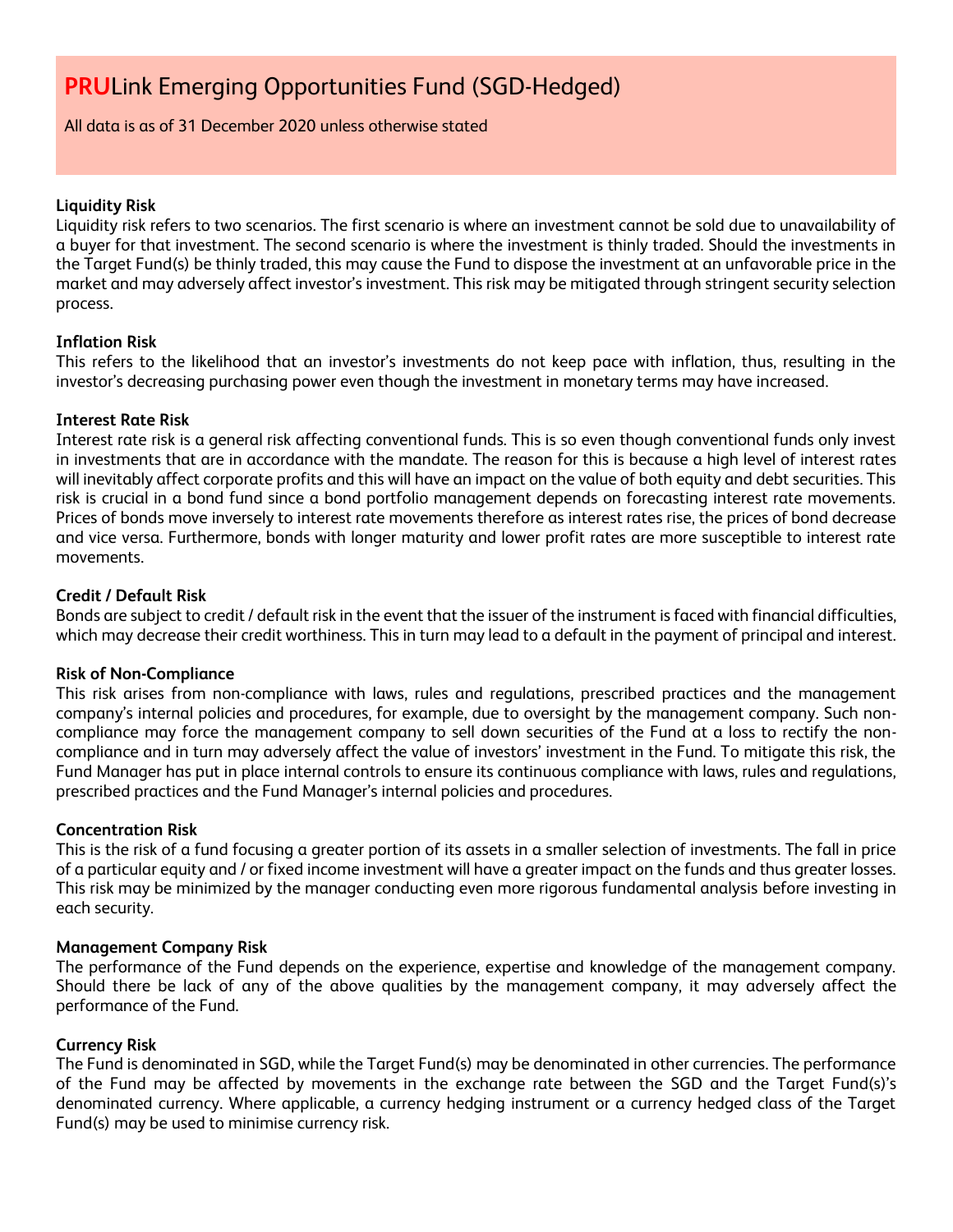# **PRU**Link Emerging Opportunities Fund (SGD-Hedged)

All data is as of 31 December 2020 unless otherwise stated

### Liquidity Risk

Liquidity risk refers to two scenarios. The first scenario is where an investment cannot be sold due to unavailability of a buyer for that investment. The second scenario is where the investment is thinly traded. Should the investments in the Target Fund(s) be thinly traded, this may cause the Fund to dispose the investment at an unfavorable price in the market and may adversely affect investor's investment. This risk may be mitigated through stringent security selection process.

### Inflation Risk

This refers to the likelihood that an investor's investments do not keep pace with inflation, thus, resulting in the investor's decreasing purchasing power even though the investment in monetary terms may have increased.

### Interest Rate Risk

Interest rate risk is a general risk affecting conventional funds. This is so even though conventional funds only invest in investments that are in accordance with the mandate. The reason for this is because a high level of interest rates will inevitably affect corporate profits and this will have an impact on the value of both equity and debt securities. This risk is crucial in a bond fund since a bond portfolio management depends on forecasting interest rate movements. Prices of bonds move inversely to interest rate movements therefore as interest rates rise, the prices of bond decrease and vice versa. Furthermore, bonds with longer maturity and lower profit rates are more susceptible to interest rate movements.

### Credit / Default Risk

Bonds are subject to credit / default risk in the event that the issuer of the instrument is faced with financial difficulties, which may decrease their credit worthiness. This in turn may lead to a default in the payment of principal and interest.

### Risk of Non-Compliance

This risk arises from non-compliance with laws, rules and regulations, prescribed practices and the management company's internal policies and procedures, for example, due to oversight by the management company. Such non-compliance may force the management company to sell down securities of the Fund at a loss to rectify the non-compliance and in turn may adversely affect the value of investors' investment in the Fund. To mitigate this risk, the Fund Manager has put in place internal controls to ensure its continuous compliance with laws, rules and regulations, prescribed practices and the Fund Manager's internal policies and procedures.

### Concentration Risk

This is the risk of a fund focusing a greater portion of its assets in a smaller selection of investments. The fall in price of a particular equity and / or fixed income investment will have a greater impact on the funds and thus greater losses. This risk may be minimized by the manager conducting even more rigorous fundamental analysis before investing in each security.

### Management Company Risk

The performance of the Fund depends on the experience, expertise and knowledge of the management company. Should there be lack of any of the above qualities by the management company, it may adversely affect the performance of the Fund.

### Currency Risk

The Fund is denominated in SGD, while the Target Fund(s) may be denominated in other currencies. The performance of the Fund may be affected by movements in the exchange rate between the SGD and the Target Fund(s)'s denominated currency. Where applicable, a currency hedging instrument or a currency hedged class of the Target Fund(s) may be used to minimise currency risk.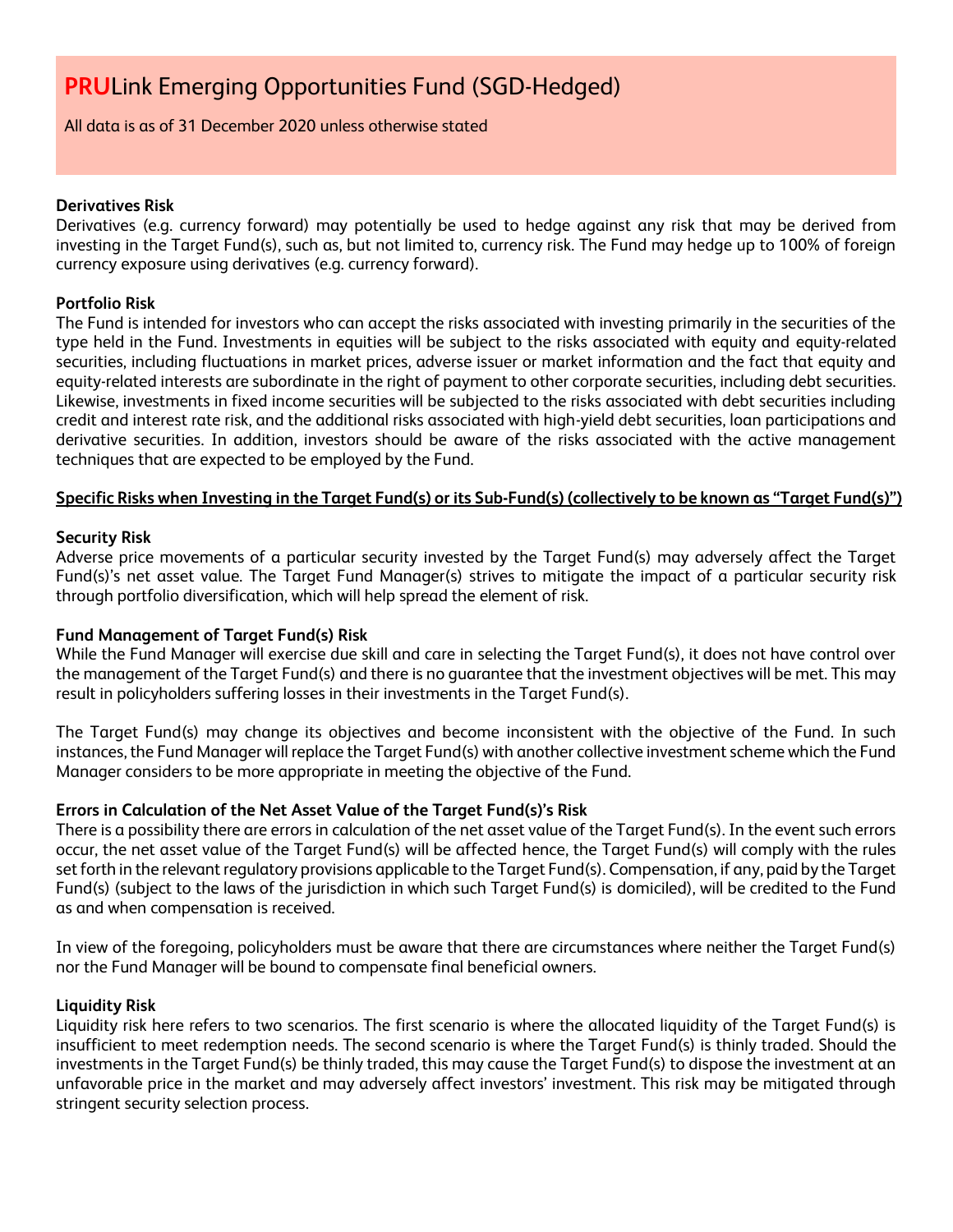# PRULink Emerging Opportunities Fund (SGD-Hedged)

All data is as of 31 December 2020 unless otherwise stated

**Derivatives Risk**

Derivatives (e.g. currency forward) may potentially be used to hedge against any risk that may be derived from investing in the Target Fund(s), such as, but not limited to, currency risk. The Fund may hedge up to 100% of foreign currency exposure using derivatives (e.g. currency forward).

**Portfolio Risk**

The Fund is intended for investors who can accept the risks associated with investing primarily in the securities of the type held in the Fund. Investments in equities will be subject to the risks associated with equity and equity-related securities, including fluctuations in market prices, adverse issuer or market information and the fact that equity and equity-related interests are subordinate in the right of payment to other corporate securities, including debt securities. Likewise, investments in fixed income securities will be subjected to the risks associated with debt securities including credit and interest rate risk, and the additional risks associated with high-yield debt securities, loan participations and derivative securities. In addition, investors should be aware of the risks associated with the active management techniques that are expected to be employed by the Fund.

**Specific Risks when Investing in the Target Fund(s) or its Sub-Fund(s) (collectively to be known as "Target Fund(s)")**

**Security Risk**

Adverse price movements of a particular security invested by the Target Fund(s) may adversely affect the Target Fund(s)'s net asset value. The Target Fund Manager(s) strives to mitigate the impact of a particular security risk through portfolio diversification, which will help spread the element of risk.

**Fund Management of Target Fund(s) Risk**

While the Fund Manager will exercise due skill and care in selecting the Target Fund(s), it does not have control over the management of the Target Fund(s) and there is no guarantee that the investment objectives will be met. This may result in policyholders suffering losses in their investments in the Target Fund(s).

The Target Fund(s) may change its objectives and become inconsistent with the objective of the Fund. In such instances, the Fund Manager will replace the Target Fund(s) with another collective investment scheme which the Fund Manager considers to be more appropriate in meeting the objective of the Fund.

**Errors in Calculation of the Net Asset Value of the Target Fund(s)'s Risk**

There is a possibility there are errors in calculation of the net asset value of the Target Fund(s). In the event such errors occur, the net asset value of the Target Fund(s) will be affected hence, the Target Fund(s) will comply with the rules set forth in the relevant regulatory provisions applicable to the Target Fund(s). Compensation, if any, paid by the Target Fund(s) (subject to the laws of the jurisdiction in which such Target Fund(s) is domiciled), will be credited to the Fund as and when compensation is received.

In view of the foregoing, policyholders must be aware that there are circumstances where neither the Target Fund(s) nor the Fund Manager will be bound to compensate final beneficial owners.

**Liquidity Risk**

Liquidity risk here refers to two scenarios. The first scenario is where the allocated liquidity of the Target Fund(s) is insufficient to meet redemption needs. The second scenario is where the Target Fund(s) is thinly traded. Should the investments in the Target Fund(s) be thinly traded, this may cause the Target Fund(s) to dispose the investment at an unfavorable price in the market and may adversely affect investors' investment. This risk may be mitigated through stringent security selection process.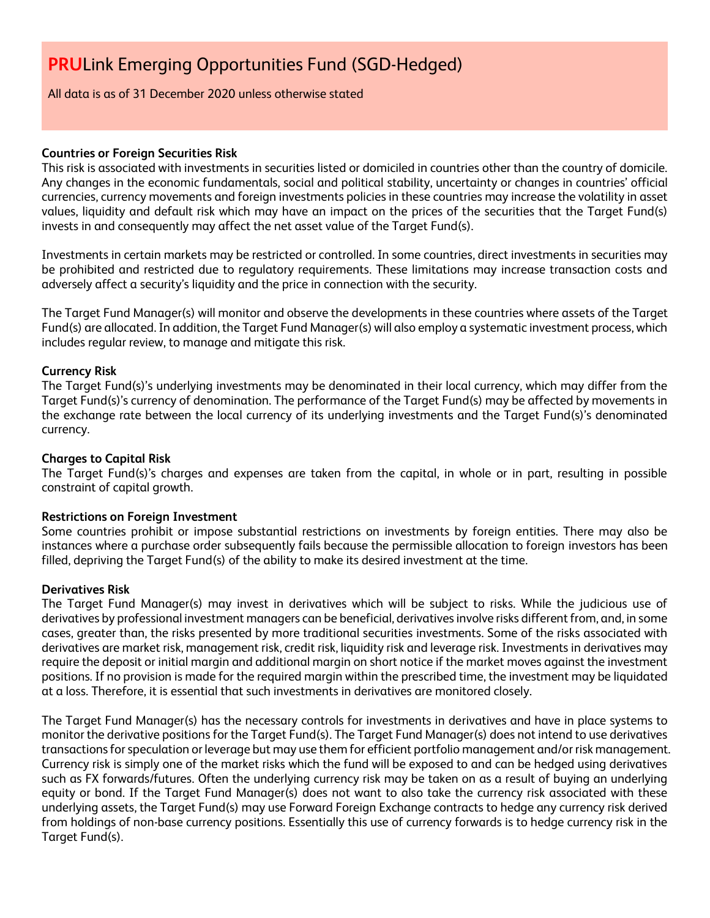# **PRU**Link Emerging Opportunities Fund (SGD-Hedged)

All data is as of 31 December 2020 unless otherwise stated

**Countries or Foreign Securities Risk**

This risk is associated with investments in securities listed or domiciled in countries other than the country of domicile. Any changes in the economic fundamentals, social and political stability, uncertainty or changes in countries' official currencies, currency movements and foreign investments policies in these countries may increase the volatility in asset values, liquidity and default risk which may have an impact on the prices of the securities that the Target Fund(s) invests in and consequently may affect the net asset value of the Target Fund(s).

Investments in certain markets may be restricted or controlled. In some countries, direct investments in securities may be prohibited and restricted due to regulatory requirements. These limitations may increase transaction costs and adversely affect a security's liquidity and the price in connection with the security.

The Target Fund Manager(s) will monitor and observe the developments in these countries where assets of the Target Fund(s) are allocated. In addition, the Target Fund Manager(s) will also employ a systematic investment process, which includes regular review, to manage and mitigate this risk.

**Currency Risk**

The Target Fund(s)'s underlying investments may be denominated in their local currency, which may differ from the Target Fund(s)'s currency of denomination. The performance of the Target Fund(s) may be affected by movements in the exchange rate between the local currency of its underlying investments and the Target Fund(s)'s denominated currency.

**Charges to Capital Risk**

The Target Fund(s)'s charges and expenses are taken from the capital, in whole or in part, resulting in possible constraint of capital growth.

**Restrictions on Foreign Investment**

Some countries prohibit or impose substantial restrictions on investments by foreign entities. There may also be instances where a purchase order subsequently fails because the permissible allocation to foreign investors has been filled, depriving the Target Fund(s) of the ability to make its desired investment at the time.

**Derivatives Risk**

The Target Fund Manager(s) may invest in derivatives which will be subject to risks. While the judicious use of derivatives by professional investment managers can be beneficial, derivatives involve risks different from, and, in some cases, greater than, the risks presented by more traditional securities investments. Some of the risks associated with derivatives are market risk, management risk, credit risk, liquidity risk and leverage risk. Investments in derivatives may require the deposit or initial margin and additional margin on short notice if the market moves against the investment positions. If no provision is made for the required margin within the prescribed time, the investment may be liquidated at a loss. Therefore, it is essential that such investments in derivatives are monitored closely.

The Target Fund Manager(s) has the necessary controls for investments in derivatives and have in place systems to monitor the derivative positions for the Target Fund(s). The Target Fund Manager(s) does not intend to use derivatives transactions for speculation or leverage but may use them for efficient portfolio management and/or risk management. Currency risk is simply one of the market risks which the fund will be exposed to and can be hedged using derivatives such as FX forwards/futures. Often the underlying currency risk may be taken on as a result of buying an underlying equity or bond. If the Target Fund Manager(s) does not want to also take the currency risk associated with these underlying assets, the Target Fund(s) may use Forward Foreign Exchange contracts to hedge any currency risk derived from holdings of non-base currency positions. Essentially this use of currency forwards is to hedge currency risk in the Target Fund(s).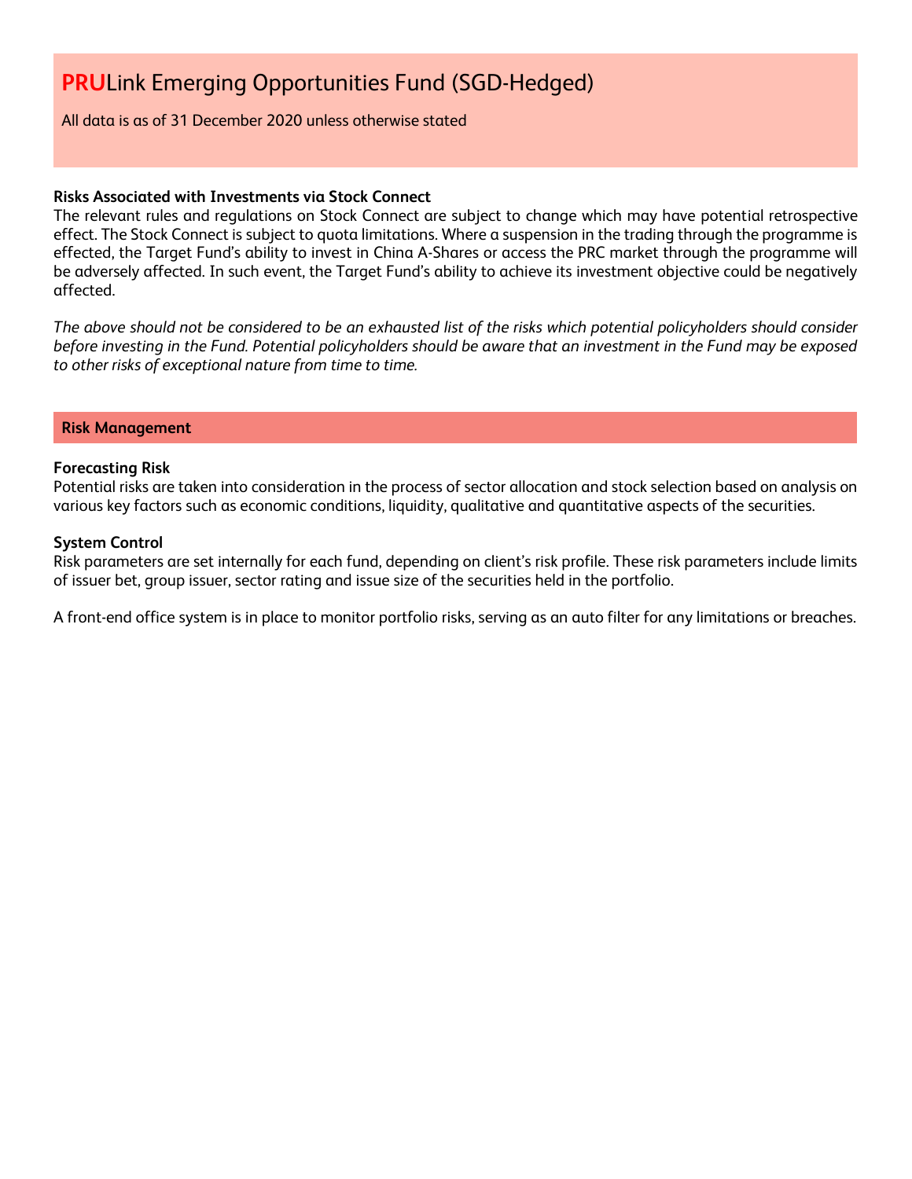# PRULink Emerging Opportunities Fund (SGD-Hedged)

All data is as of 31 December 2020 unless otherwise stated

**Risks Associated with Investments via Stock Connect**
The relevant rules and regulations on Stock Connect are subject to change which may have potential retrospective effect. The Stock Connect is subject to quota limitations. Where a suspension in the trading through the programme is effected, the Target Fund's ability to invest in China A-Shares or access the PRC market through the programme will be adversely affected. In such event, the Target Fund's ability to achieve its investment objective could be negatively affected.

*The above should not be considered to be an exhausted list of the risks which potential policyholders should consider before investing in the Fund. Potential policyholders should be aware that an investment in the Fund may be exposed to other risks of exceptional nature from time to time.*

## Risk Management

**Forecasting Risk**
Potential risks are taken into consideration in the process of sector allocation and stock selection based on analysis on various key factors such as economic conditions, liquidity, qualitative and quantitative aspects of the securities.

**System Control**
Risk parameters are set internally for each fund, depending on client's risk profile. These risk parameters include limits of issuer bet, group issuer, sector rating and issue size of the securities held in the portfolio.

A front-end office system is in place to monitor portfolio risks, serving as an auto filter for any limitations or breaches.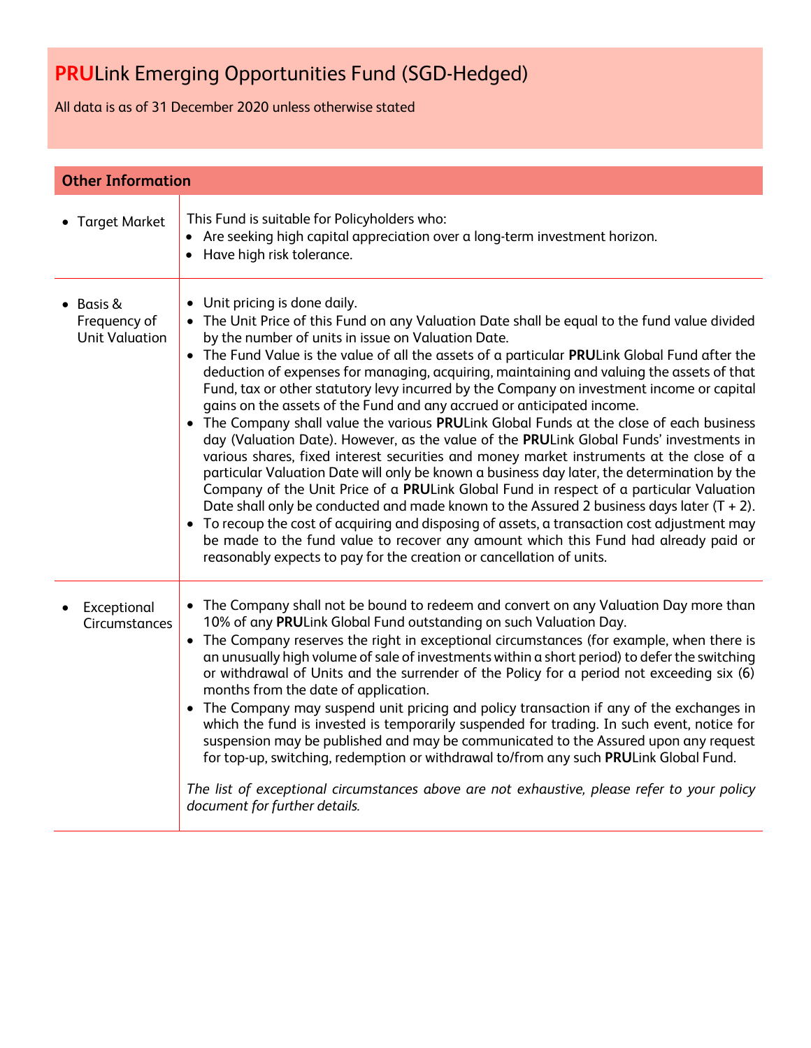# **PRU**Link Emerging Opportunities Fund (SGD-Hedged)

All data is as of 31 December 2020 unless otherwise stated

## Other Information

| | |
|---|---|
| • Target Market | This Fund is suitable for Policyholders who:<br>• Are seeking high capital appreciation over a long-term investment horizon.<br>• Have high risk tolerance. |
| • Basis & Frequency of Unit Valuation | • Unit pricing is done daily.<br>• The Unit Price of this Fund on any Valuation Date shall be equal to the fund value divided by the number of units in issue on Valuation Date.<br>• The Fund Value is the value of all the assets of a particular **PRU**Link Global Fund after the deduction of expenses for managing, acquiring, maintaining and valuing the assets of that Fund, tax or other statutory levy incurred by the Company on investment income or capital gains on the assets of the Fund and any accrued or anticipated income.<br>• The Company shall value the various **PRU**Link Global Funds at the close of each business day (Valuation Date). However, as the value of the **PRU**Link Global Funds' investments in various shares, fixed interest securities and money market instruments at the close of a particular Valuation Date will only be known a business day later, the determination by the Company of the Unit Price of a **PRU**Link Global Fund in respect of a particular Valuation Date shall only be conducted and made known to the Assured 2 business days later (T + 2).<br>• To recoup the cost of acquiring and disposing of assets, a transaction cost adjustment may be made to the fund value to recover any amount which this Fund had already paid or reasonably expects to pay for the creation or cancellation of units. |
| • Exceptional Circumstances | • The Company shall not be bound to redeem and convert on any Valuation Day more than 10% of any **PRU**Link Global Fund outstanding on such Valuation Day.<br>• The Company reserves the right in exceptional circumstances (for example, when there is an unusually high volume of sale of investments within a short period) to defer the switching or withdrawal of Units and the surrender of the Policy for a period not exceeding six (6) months from the date of application.<br>• The Company may suspend unit pricing and policy transaction if any of the exchanges in which the fund is invested is temporarily suspended for trading. In such event, notice for suspension may be published and may be communicated to the Assured upon any request for top-up, switching, redemption or withdrawal to/from any such **PRU**Link Global Fund.<br><br>*The list of exceptional circumstances above are not exhaustive, please refer to your policy document for further details.* |